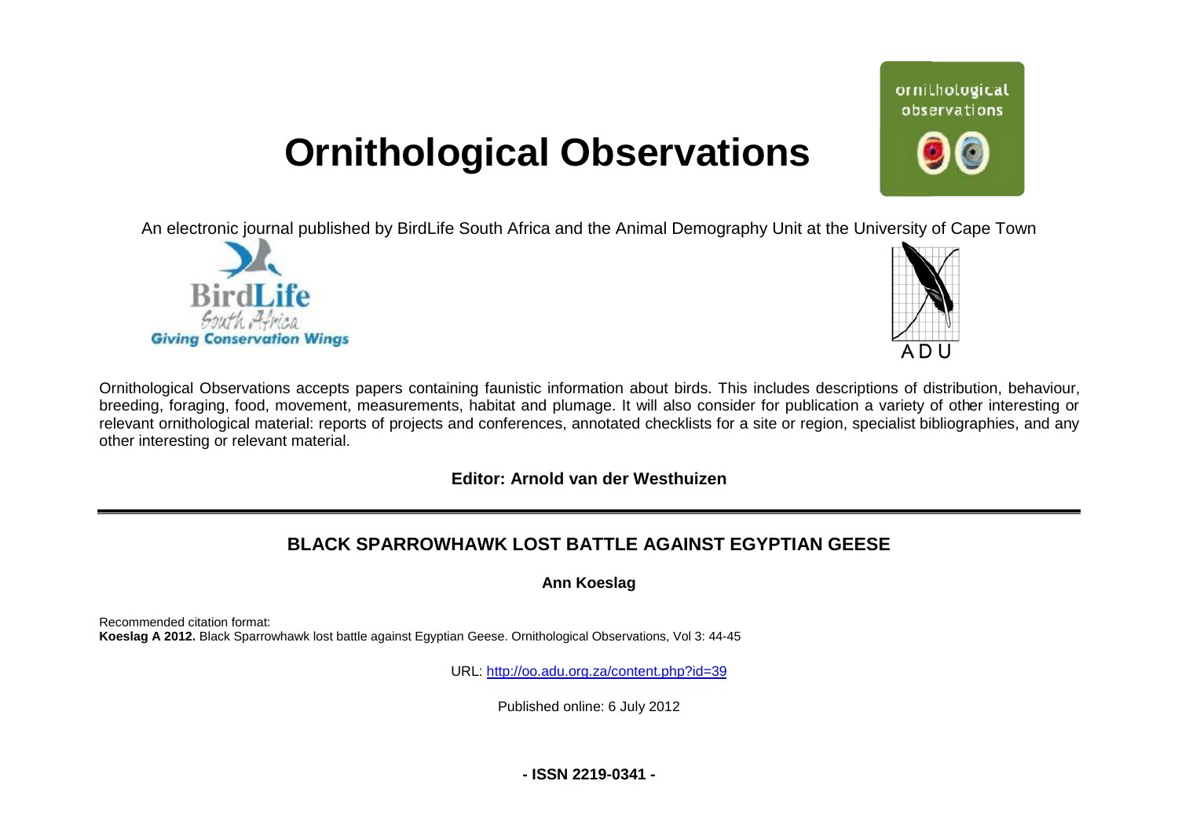# Ornithological Observations

An electronic journal published by BirdLife South Africa and the Animal Demography Unit at the University of Cape Town

Ornithological Observations accepts papers containing faunistic information about birds. This includes descriptions of distribution, behaviour, breeding, foraging, food, movement, measurements, habitat and plumage. It will also consider for publication a variety of other interesting or relevant ornithological material: reports of projects and conferences, annotated checklists for a site or region, specialist bibliographies, and any other interesting or relevant material.

**Editor: Arnold van der Westhuizen**

---

## BLACK SPARROWHAWK LOST BATTLE AGAINST EGYPTIAN GEESE

**Ann Koeslag**

Recommended citation format:
**Koeslag A 2012.** Black Sparrowhawk lost battle against Egyptian Geese. Ornithological Observations, Vol 3: 44-45

URL: http://oo.adu.org.za/content.php?id=39

Published online: 6 July 2012

**- ISSN 2219-0341 -**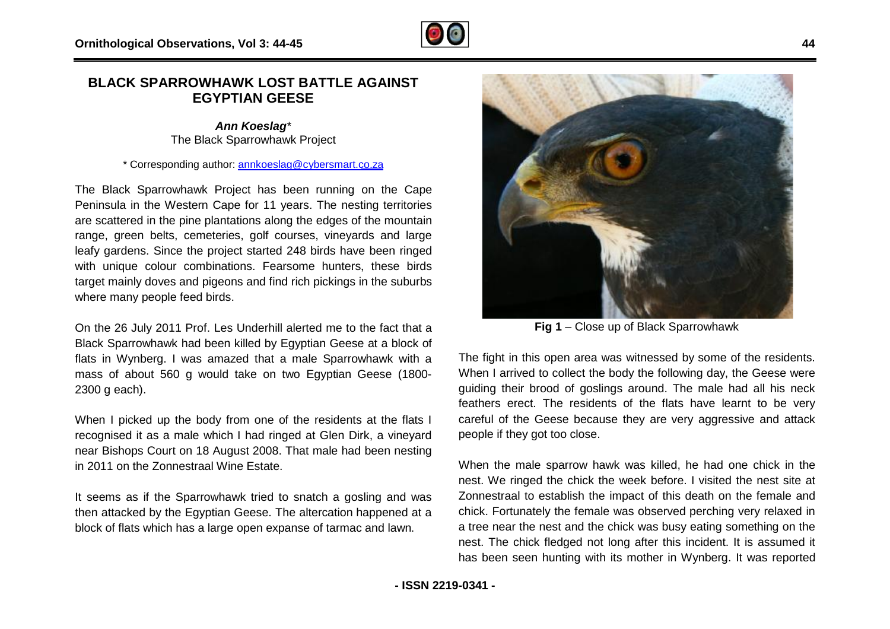# BLACK SPARROWHAWK LOST BATTLE AGAINST EGYPTIAN GEESE

***Ann Koeslag****
The Black Sparrowhawk Project

* Corresponding author: annkoeslag@cybersmart.co.za

The Black Sparrowhawk Project has been running on the Cape Peninsula in the Western Cape for 11 years. The nesting territories are scattered in the pine plantations along the edges of the mountain range, green belts, cemeteries, golf courses, vineyards and large leafy gardens. Since the project started 248 birds have been ringed with unique colour combinations. Fearsome hunters, these birds target mainly doves and pigeons and find rich pickings in the suburbs where many people feed birds.

On the 26 July 2011 Prof. Les Underhill alerted me to the fact that a Black Sparrowhawk had been killed by Egyptian Geese at a block of flats in Wynberg. I was amazed that a male Sparrowhawk with a mass of about 560 g would take on two Egyptian Geese (1800-2300 g each).

When I picked up the body from one of the residents at the flats I recognised it as a male which I had ringed at Glen Dirk, a vineyard near Bishops Court on 18 August 2008. That male had been nesting in 2011 on the Zonnestraal Wine Estate.

It seems as if the Sparrowhawk tried to snatch a gosling and was then attacked by the Egyptian Geese. The altercation happened at a block of flats which has a large open expanse of tarmac and lawn.

**Fig 1** – Close up of Black Sparrowhawk

The fight in this open area was witnessed by some of the residents. When I arrived to collect the body the following day, the Geese were guiding their brood of goslings around. The male had all his neck feathers erect. The residents of the flats have learnt to be very careful of the Geese because they are very aggressive and attack people if they got too close.

When the male sparrow hawk was killed, he had one chick in the nest. We ringed the chick the week before. I visited the nest site at Zonnestraal to establish the impact of this death on the female and chick. Fortunately the female was observed perching very relaxed in a tree near the nest and the chick was busy eating something on the nest. The chick fledged not long after this incident. It is assumed it has been seen hunting with its mother in Wynberg. It was reported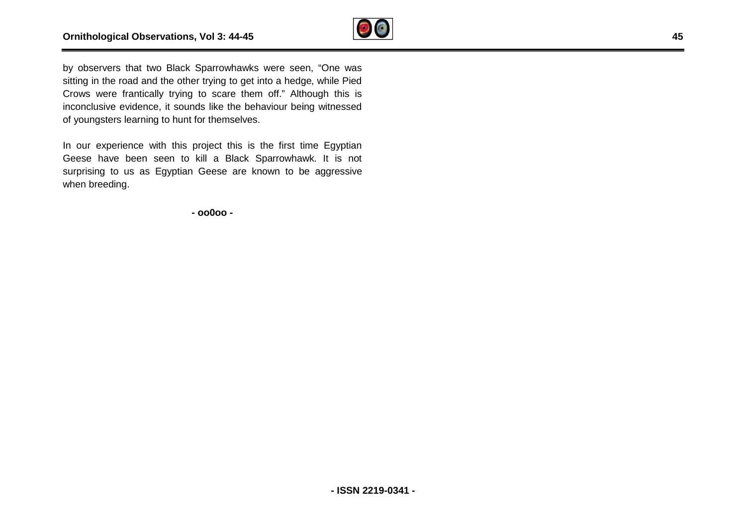by observers that two Black Sparrowhawks were seen, “One was sitting in the road and the other trying to get into a hedge, while Pied Crows were frantically trying to scare them off.” Although this is inconclusive evidence, it sounds like the behaviour being witnessed of youngsters learning to hunt for themselves.

In our experience with this project this is the first time Egyptian Geese have been seen to kill a Black Sparrowhawk. It is not surprising to us as Egyptian Geese are known to be aggressive when breeding.

**- oo0oo -**